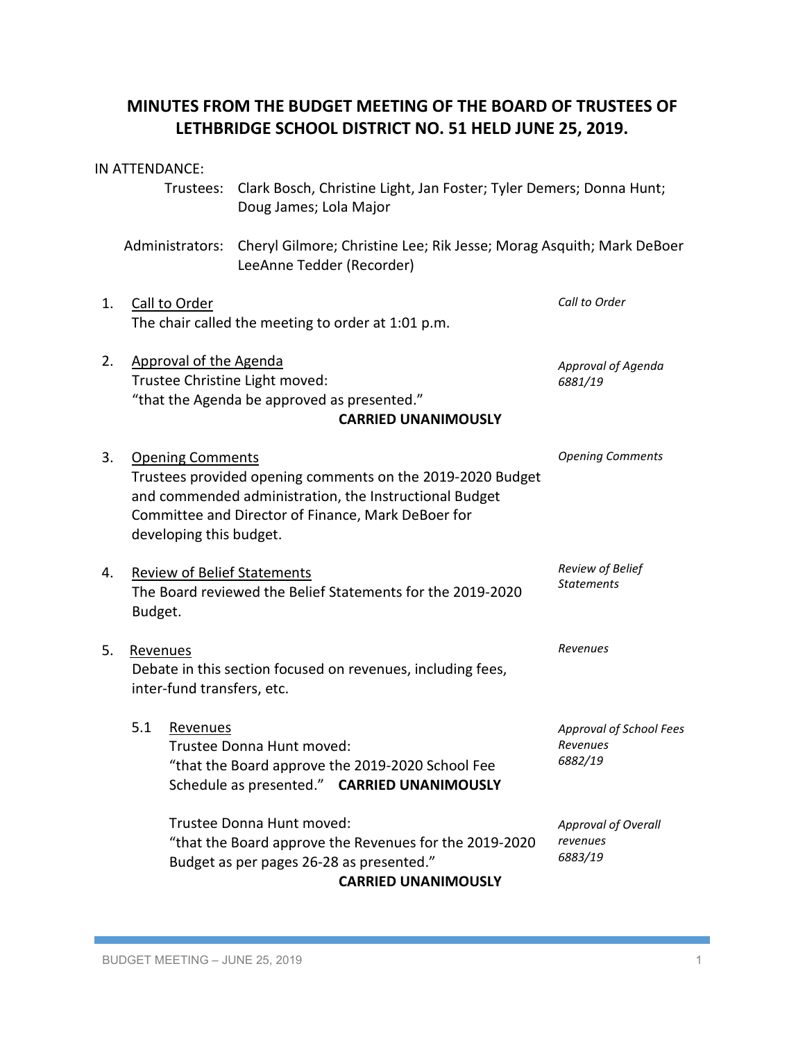# MINUTES FROM THE BUDGET MEETING OF THE BOARD OF TRUSTEES OF LETHBRIDGE SCHOOL DISTRICT NO. 51 HELD JUNE 25, 2019.

IN ATTENDANCE:

Trustees: Clark Bosch, Christine Light, Jan Foster; Tyler Demers; Donna Hunt; Doug James; Lola Major

Administrators: Cheryl Gilmore; Christine Lee; Rik Jesse; Morag Asquith; Mark DeBoer LeeAnne Tedder (Recorder)

1. Call to Order
   The chair called the meeting to order at 1:01 p.m.

   *Call to Order*

2. Approval of the Agenda
   Trustee Christine Light moved:
   "that the Agenda be approved as presented."
   **CARRIED UNANIMOUSLY**

   *Approval of Agenda 6881/19*

3. Opening Comments
   Trustees provided opening comments on the 2019-2020 Budget and commended administration, the Instructional Budget Committee and Director of Finance, Mark DeBoer for developing this budget.

   *Opening Comments*

4. Review of Belief Statements
   The Board reviewed the Belief Statements for the 2019-2020 Budget.

   *Review of Belief Statements*

5. Revenues
   Debate in this section focused on revenues, including fees, inter-fund transfers, etc.

   *Revenues*

   5.1 Revenues
   Trustee Donna Hunt moved:
   "that the Board approve the 2019-2020 School Fee Schedule as presented." **CARRIED UNANIMOUSLY**

   *Approval of School Fees Revenues 6882/19*

   Trustee Donna Hunt moved:
   "that the Board approve the Revenues for the 2019-2020 Budget as per pages 26-28 as presented."
   **CARRIED UNANIMOUSLY**

   *Approval of Overall revenues 6883/19*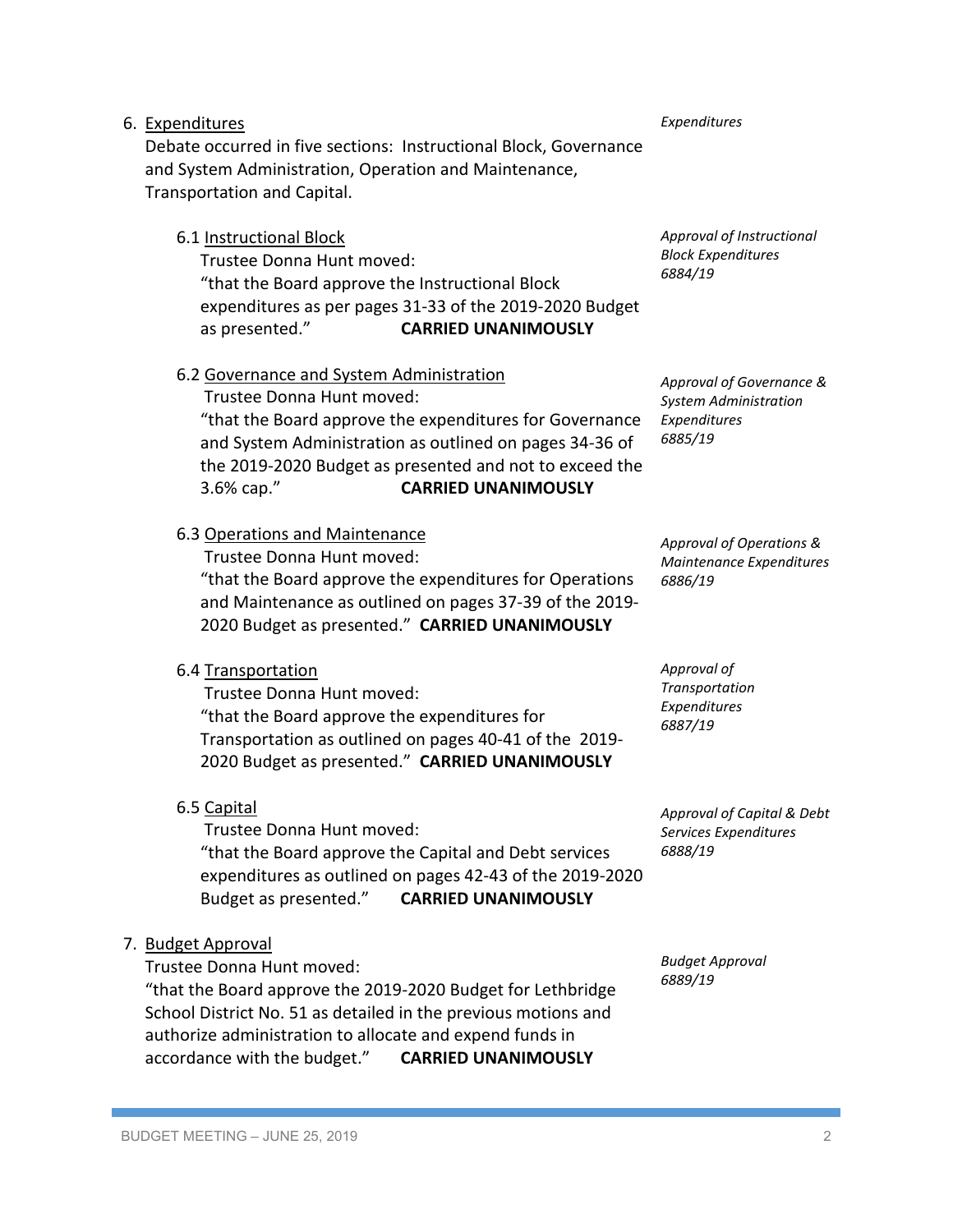6. Expenditures

   Debate occurred in five sections: Instructional Block, Governance and System Administration, Operation and Maintenance, Transportation and Capital.

*Expenditures*

   6.1 Instructional Block

   Trustee Donna Hunt moved:
   "that the Board approve the Instructional Block expenditures as per pages 31-33 of the 2019-2020 Budget as presented." **CARRIED UNANIMOUSLY**

*Approval of Instructional Block Expenditures 6884/19*

   6.2 Governance and System Administration

   Trustee Donna Hunt moved:
   "that the Board approve the expenditures for Governance and System Administration as outlined on pages 34-36 of the 2019-2020 Budget as presented and not to exceed the 3.6% cap." **CARRIED UNANIMOUSLY**

*Approval of Governance & System Administration Expenditures 6885/19*

   6.3 Operations and Maintenance

   Trustee Donna Hunt moved:
   "that the Board approve the expenditures for Operations and Maintenance as outlined on pages 37-39 of the 2019-2020 Budget as presented." **CARRIED UNANIMOUSLY**

*Approval of Operations & Maintenance Expenditures 6886/19*

   6.4 Transportation

   Trustee Donna Hunt moved:
   "that the Board approve the expenditures for Transportation as outlined on pages 40-41 of the 2019-2020 Budget as presented." **CARRIED UNANIMOUSLY**

*Approval of Transportation Expenditures 6887/19*

   6.5 Capital

   Trustee Donna Hunt moved:
   "that the Board approve the Capital and Debt services expenditures as outlined on pages 42-43 of the 2019-2020 Budget as presented." **CARRIED UNANIMOUSLY**

*Approval of Capital & Debt Services Expenditures 6888/19*

7. Budget Approval

   Trustee Donna Hunt moved:
   "that the Board approve the 2019-2020 Budget for Lethbridge School District No. 51 as detailed in the previous motions and authorize administration to allocate and expend funds in accordance with the budget." **CARRIED UNANIMOUSLY**

*Budget Approval 6889/19*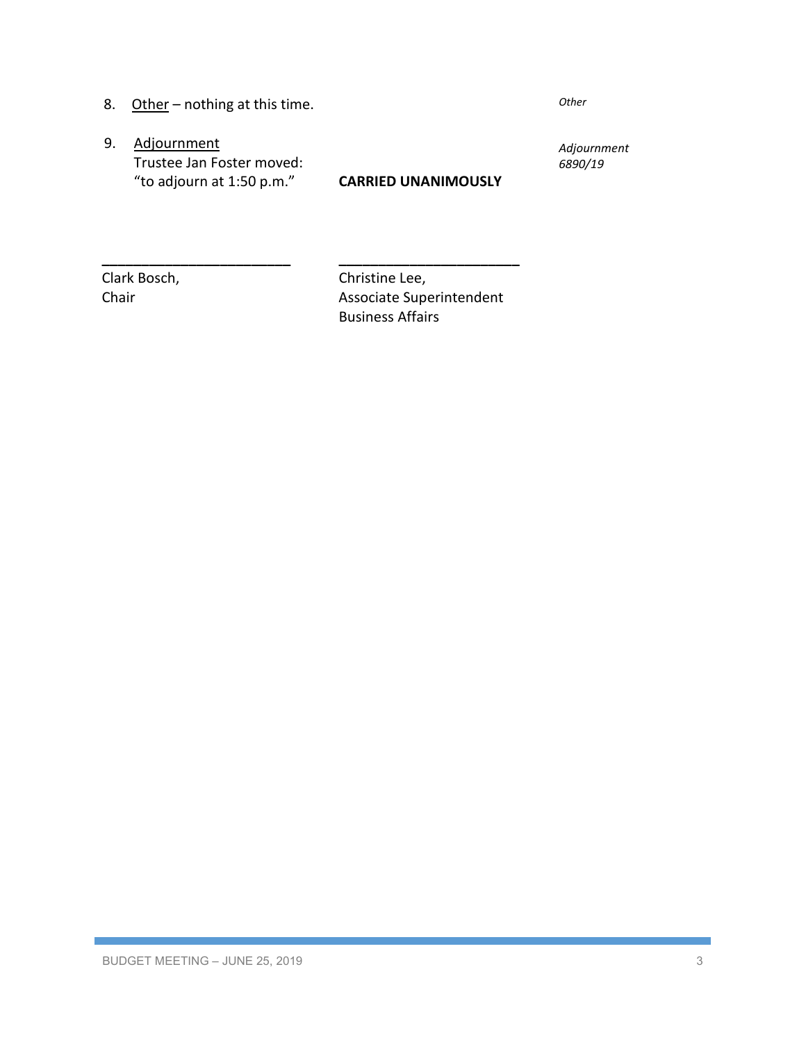8. <u>Other</u> – nothing at this time. *Other*

9. <u>Adjournment</u> *Adjournment 6890/19*
   Trustee Jan Foster moved:
   "to adjourn at 1:50 p.m." **CARRIED UNANIMOUSLY**

\_\_\_\_\_\_\_\_\_\_\_\_\_\_\_\_\_\_\_\_\_\_\_\_

Clark Bosch,
Chair

\_\_\_\_\_\_\_\_\_\_\_\_\_\_\_\_\_\_\_\_\_\_\_\_

Christine Lee,
Associate Superintendent
Business Affairs